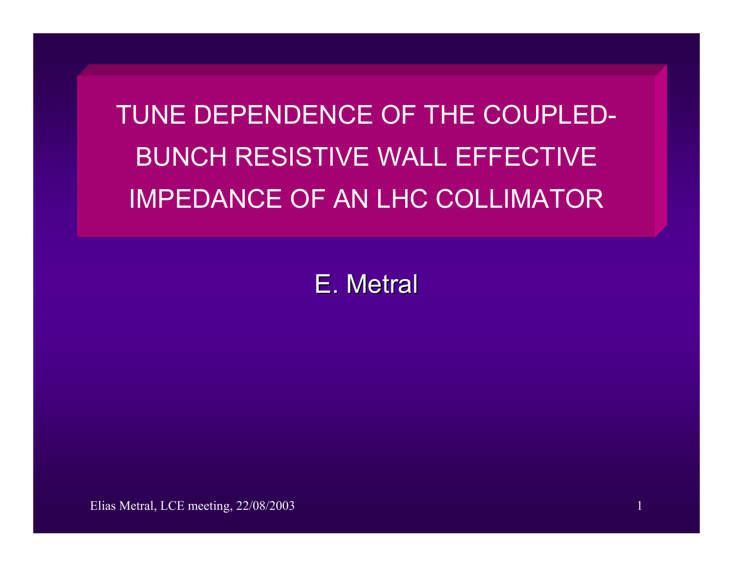# TUNE DEPENDENCE OF THE COUPLED-BUNCH RESISTIVE WALL EFFECTIVE IMPEDANCE OF AN LHC COLLIMATOR

E. Metral

Elias Metral, LCE meeting, 22/08/2003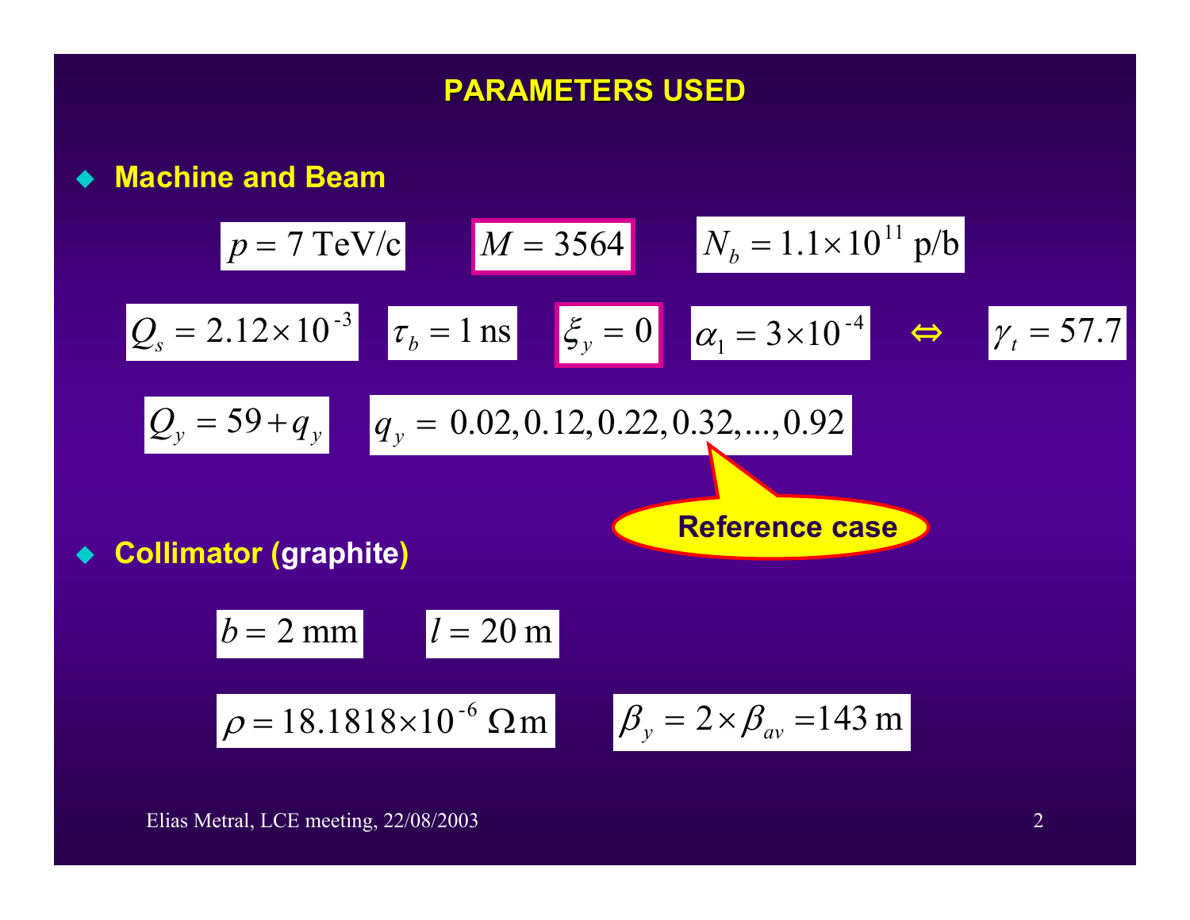# PARAMETERS USED

- **Machine and Beam**

$p = 7$ TeV/c  $M = 3564$  $N_b = 1.1 \times 10^{11}$ p/b

$Q_s = 2.12 \times 10^{-3}$  $\tau_b = 1$ ns  $\xi_y = 0$  $\alpha_1 = 3 \times 10^{-4}$ ⇔ $\gamma_t = 57.7$

$Q_y = 59 + q_y$  $q_y = 0.02, 0.12, 0.22, 0.32, ..., 0.92$

Reference case

- **Collimator (graphite)**

$b = 2$ mm  $l = 20$ m

$\rho = 18.1818 \times 10^{-6}\ \Omega$m  $\beta_y = 2 \times \beta_{av} = 143$ m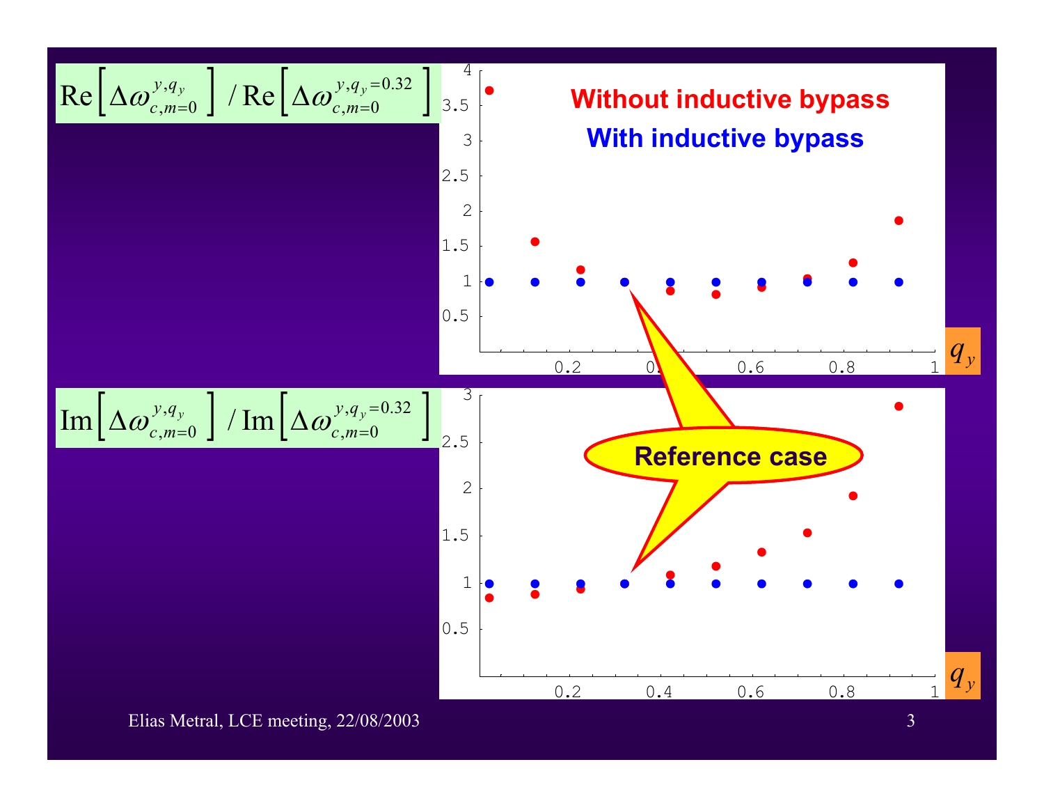$\text{Re}\left[\Delta\omega_{c,m=0}^{y,q_y}\right] / \text{Re}\left[\Delta\omega_{c,m=0}^{y,q_y=0.32}\right]$

Without inductive bypass

With inductive bypass

4
3.5
3
2.5
2
1.5
1
0.5

0.2 0.4 0.6 0.8 1

$q_y$

Reference case

$\text{Im}\left[\Delta\omega_{c,m=0}^{y,q_y}\right] / \text{Im}\left[\Delta\omega_{c,m=0}^{y,q_y=0.32}\right]$

3
2.5
2
1.5
1
0.5

0.2 0.4 0.6 0.8 1

$q_y$

Elias Metral, LCE meeting, 22/08/2003